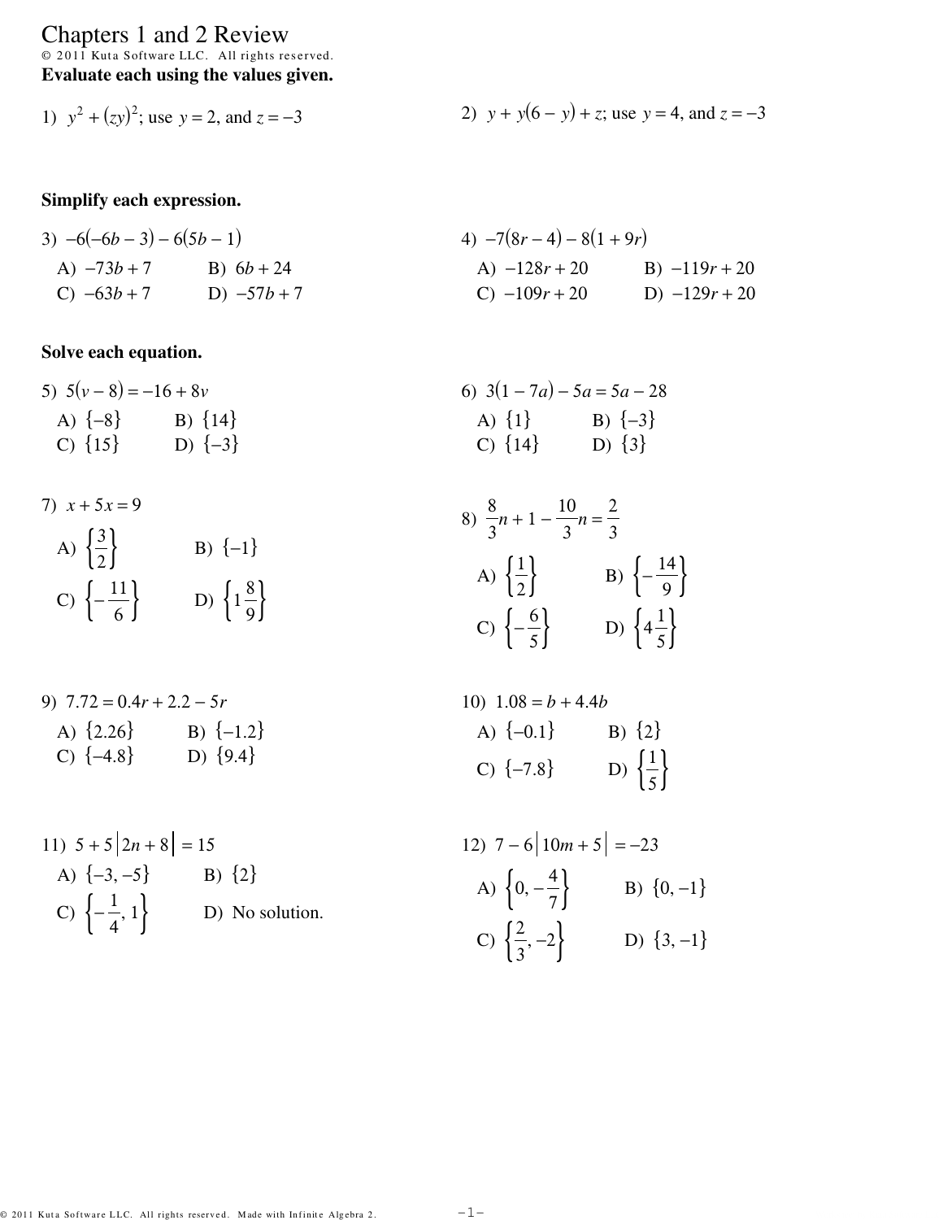# Chapters 1 and 2 Review

© 2011 Kuta Software LLC. All rights reserved.

**Evaluate each using the values given.**

1) $y^2 + (zy)^2$; use $y = 2$, and $z = -3$

2) $y + y(6 - y) + z$; use $y = 4$, and $z = -3$

**Simplify each expression.**

3) $-6(-6b - 3) - 6(5b - 1)$

A) $-73b + 7$ B) $6b + 24$
C) $-63b + 7$ D) $-57b + 7$

4) $-7(8r - 4) - 8(1 + 9r)$

A) $-128r + 20$ B) $-119r + 20$
C) $-109r + 20$ D) $-129r + 20$

**Solve each equation.**

5) $5(v - 8) = -16 + 8v$

A) $\{-8\}$ B) $\{14\}$
C) $\{15\}$ D) $\{-3\}$

6) $3(1 - 7a) - 5a = 5a - 28$

A) $\{1\}$ B) $\{-3\}$
C) $\{14\}$ D) $\{3\}$

7) $x + 5x = 9$

A) $\left\{\frac{3}{2}\right\}$ B) $\{-1\}$
C) $\left\{-\frac{11}{6}\right\}$ D) $\left\{1\frac{8}{9}\right\}$

8) $\frac{8}{3}n + 1 - \frac{10}{3}n = \frac{2}{3}$

A) $\left\{\frac{1}{2}\right\}$ B) $\left\{-\frac{14}{9}\right\}$
C) $\left\{-\frac{6}{5}\right\}$ D) $\left\{4\frac{1}{5}\right\}$

9) $7.72 = 0.4r + 2.2 - 5r$

A) $\{2.26\}$ B) $\{-1.2\}$
C) $\{-4.8\}$ D) $\{9.4\}$

10) $1.08 = b + 4.4b$

A) $\{-0.1\}$ B) $\{2\}$
C) $\{-7.8\}$ D) $\left\{\frac{1}{5}\right\}$

11) $5 + 5|2n + 8| = 15$

A) $\{-3, -5\}$ B) $\{2\}$
C) $\left\{-\frac{1}{4}, 1\right\}$ D) No solution.

12) $7 - 6|10m + 5| = -23$

A) $\left\{0, -\frac{4}{7}\right\}$ B) $\{0, -1\}$
C) $\left\{\frac{2}{3}, -2\right\}$ D) $\{3, -1\}$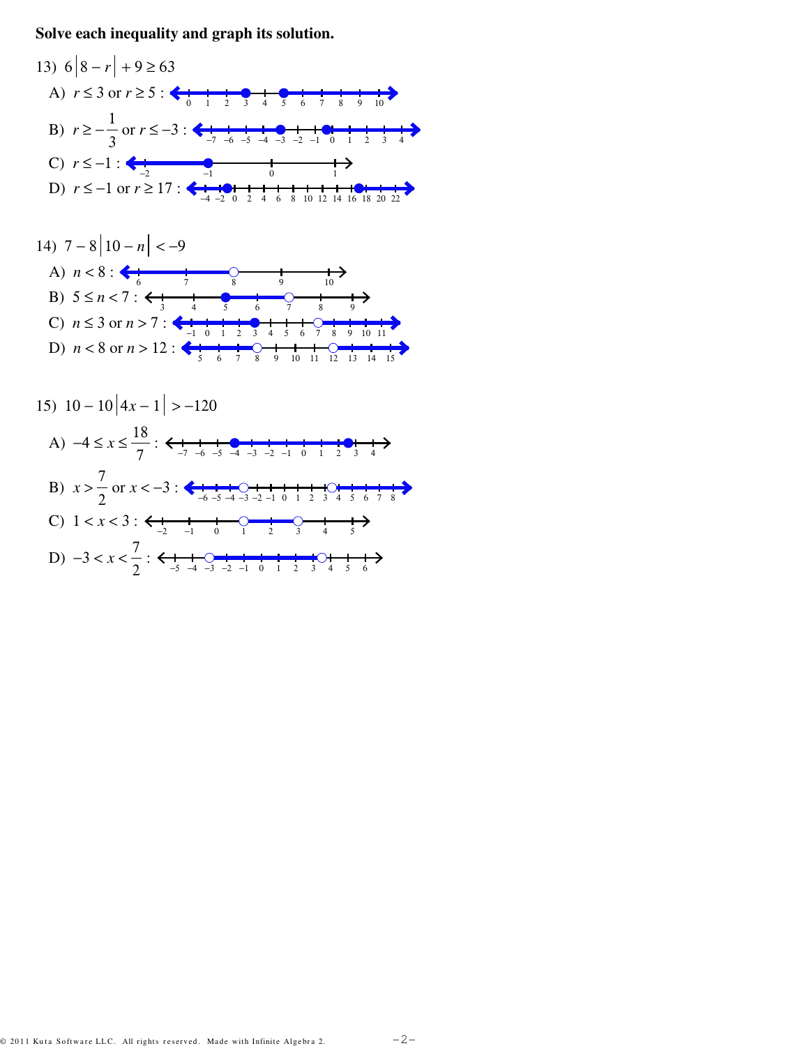**Solve each inequality and graph its solution.**

13) $6\left|8 - r\right| + 9 \geq 63$

A) $r \leq 3$ or $r \geq 5$ :

B) $r \geq -\frac{1}{3}$ or $r \leq -3$ :

C) $r \leq -1$ :

D) $r \leq -1$ or $r \geq 17$ :

14) $7 - 8\left|10 - n\right| < -9$

A) $n < 8$ :

B) $5 \leq n < 7$ :

C) $n \leq 3$ or $n > 7$ :

D) $n < 8$ or $n > 12$ :

15) $10 - 10\left|4x - 1\right| > -120$

A) $-4 \leq x \leq \frac{18}{7}$ :

B) $x > \frac{7}{2}$ or $x < -3$ :

C) $1 < x < 3$ :

D) $-3 < x < \frac{7}{2}$ :

© 2011 Kuta Software LLC. All rights reserved. Made with Infinite Algebra 2.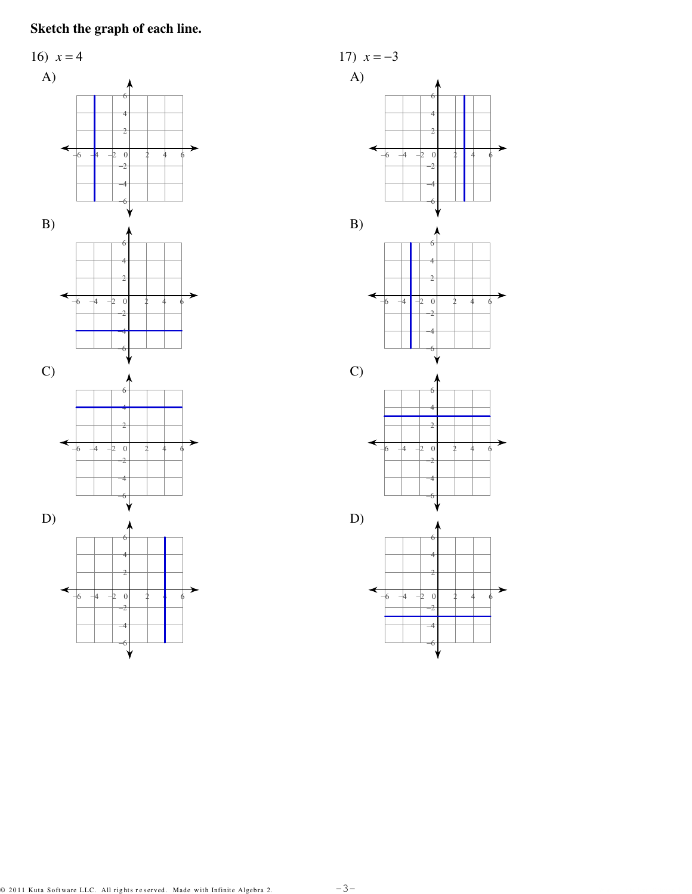**Sketch the graph of each line.**

16) $x = 4$

A)

B)

C)

D)

17) $x = -3$

A)

B)

C)

D)

© 2011 Kuta Software LLC. All rights reserved. Made with Infinite Algebra 2.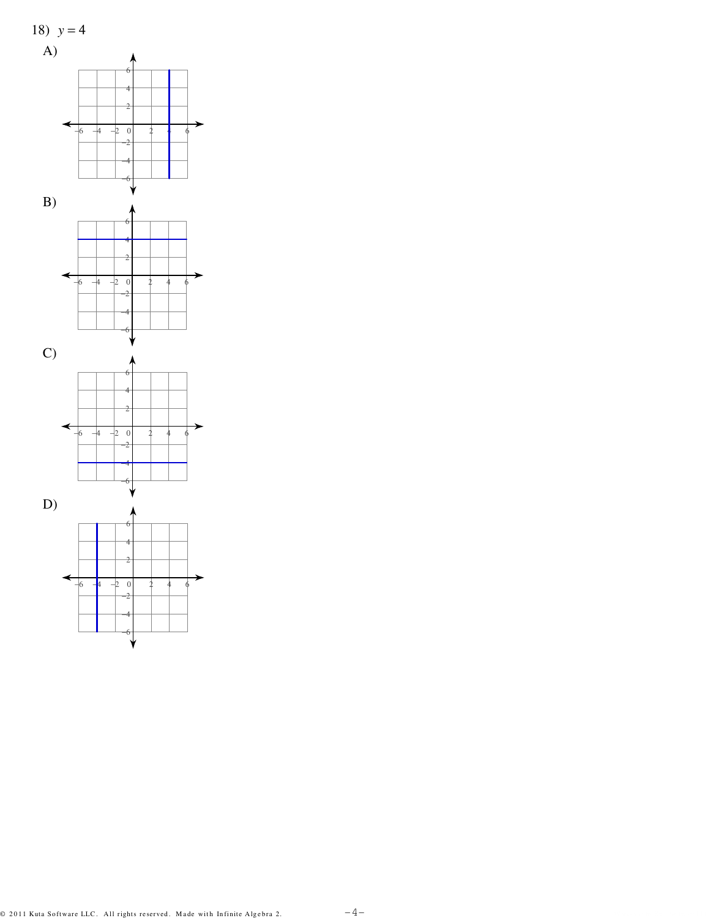18) $y = 4$

A)

B)

C)

D)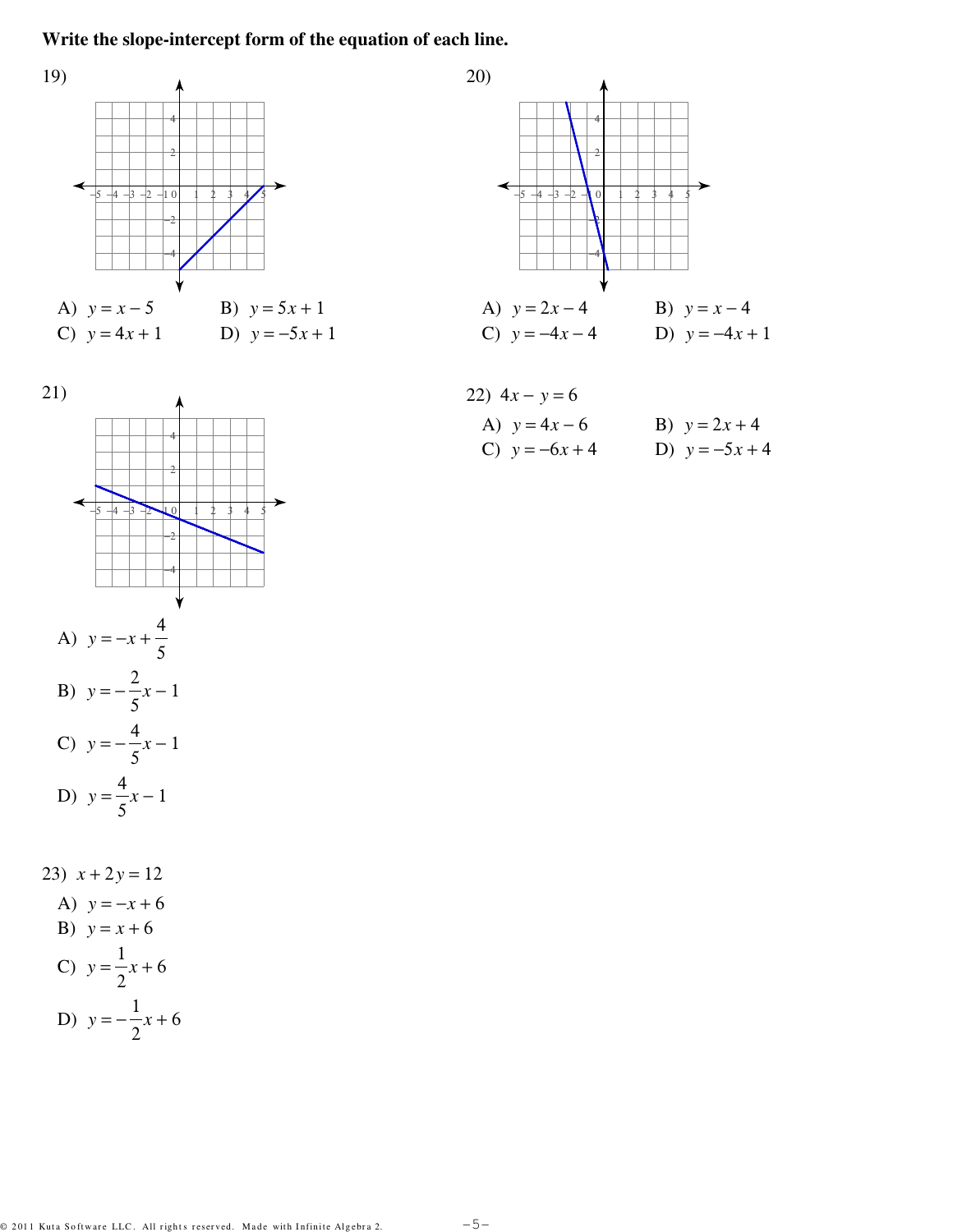**Write the slope-intercept form of the equation of each line.**

19)

A) $y = x - 5$ B) $y = 5x + 1$
C) $y = 4x + 1$ D) $y = -5x + 1$

20)

A) $y = 2x - 4$ B) $y = x - 4$
C) $y = -4x - 4$ D) $y = -4x + 1$

21)

A) $y = -x + \frac{4}{5}$

B) $y = -\frac{2}{5}x - 1$

C) $y = -\frac{4}{5}x - 1$

D) $y = \frac{4}{5}x - 1$

22) $4x - y = 6$

A) $y = 4x - 6$ B) $y = 2x + 4$
C) $y = -6x + 4$ D) $y = -5x + 4$

23) $x + 2y = 12$

A) $y = -x + 6$

B) $y = x + 6$

C) $y = \frac{1}{2}x + 6$

D) $y = -\frac{1}{2}x + 6$

© 2011 Kuta Software LLC. All rights reserved. Made with Infinite Algebra 2.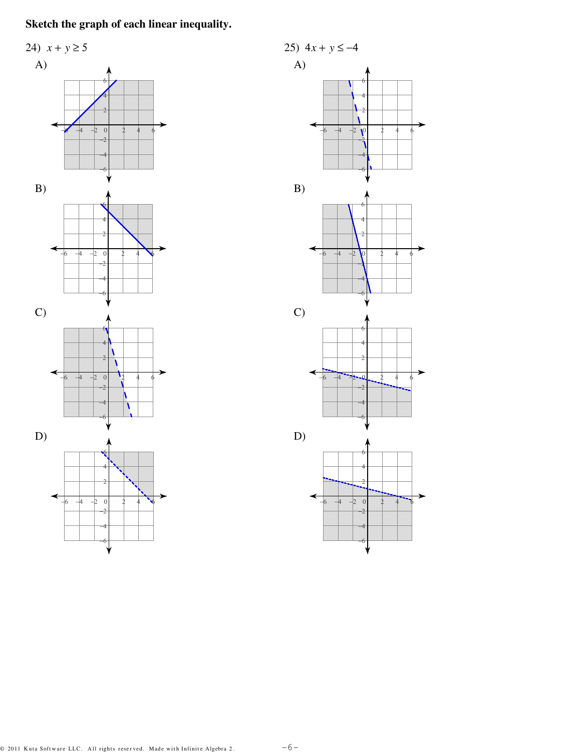**Sketch the graph of each linear inequality.**

24) $x + y \geq 5$

A)

B)

C)

D)

25) $4x + y \leq -4$

A)

B)

C)

D)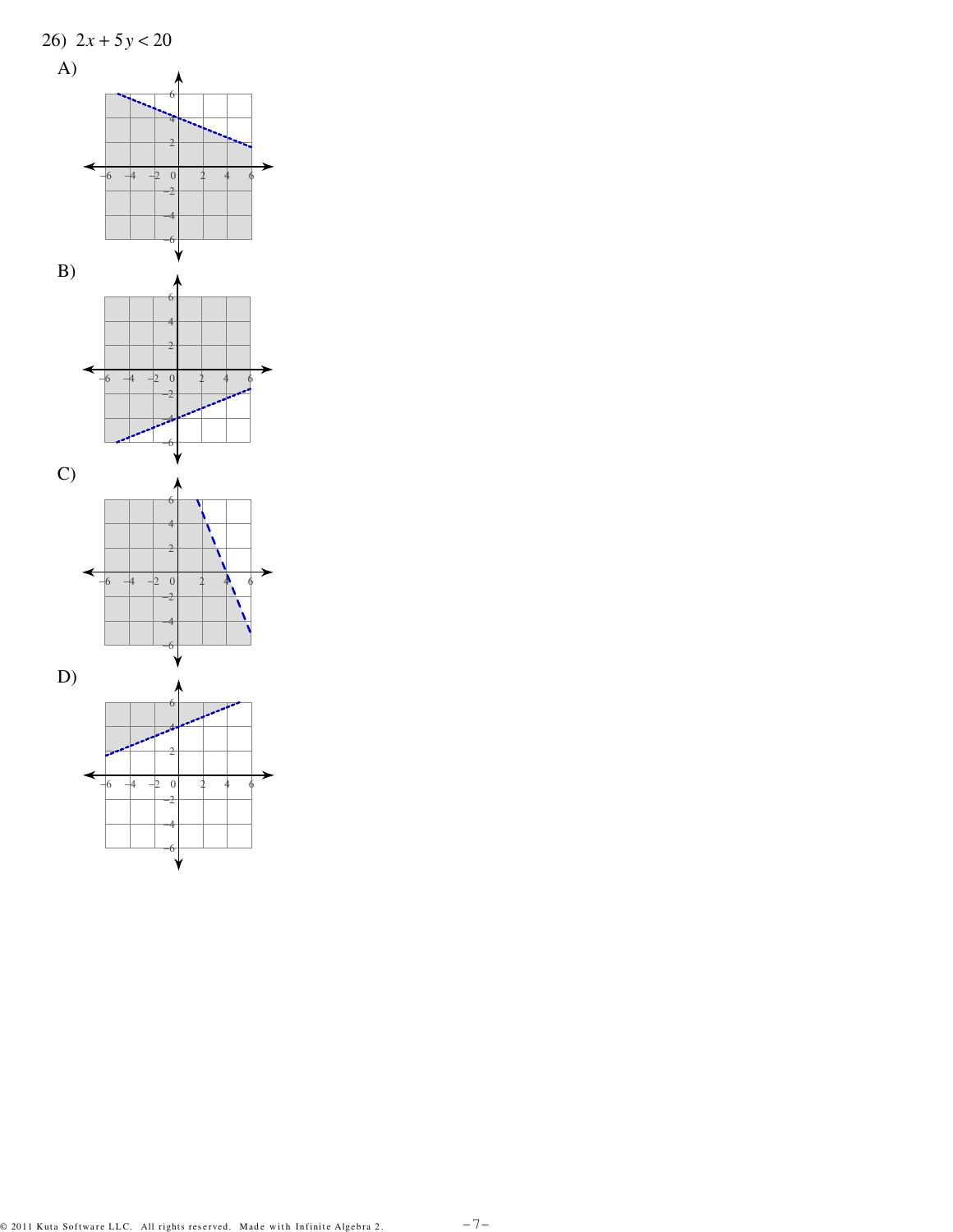26) $2x + 5y < 20$

A)

B)

C)

D)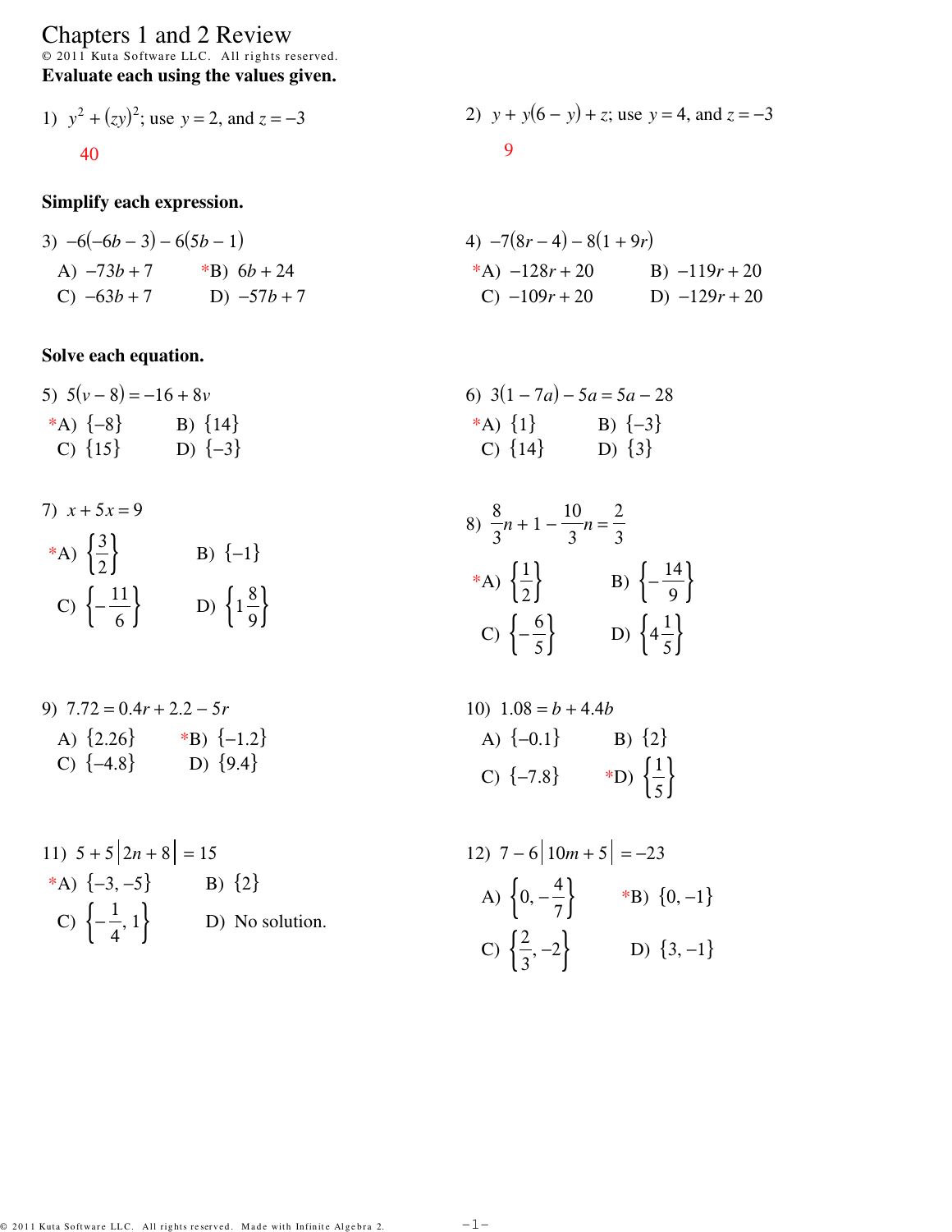# Chapters 1 and 2 Review

© 2011 Kuta Software LLC. All rights reserved.

**Evaluate each using the values given.**

1) $y^2 + (zy)^2$; use $y = 2$, and $z = -3$

40

2) $y + y(6 - y) + z$; use $y = 4$, and $z = -3$

9

**Simplify each expression.**

3) $-6(-6b - 3) - 6(5b - 1)$

A) $-73b + 7$ *B) $6b + 24$
C) $-63b + 7$ D) $-57b + 7$

4) $-7(8r - 4) - 8(1 + 9r)$

*A) $-128r + 20$ B) $-119r + 20$
C) $-109r + 20$ D) $-129r + 20$

**Solve each equation.**

5) $5(v - 8) = -16 + 8v$

*A) $\{-8\}$ B) $\{14\}$
C) $\{15\}$ D) $\{-3\}$

6) $3(1 - 7a) - 5a = 5a - 28$

*A) $\{1\}$ B) $\{-3\}$
C) $\{14\}$ D) $\{3\}$

7) $x + 5x = 9$

*A) $\left\{\frac{3}{2}\right\}$ B) $\{-1\}$
C) $\left\{-\frac{11}{6}\right\}$ D) $\left\{1\frac{8}{9}\right\}$

8) $\frac{8}{3}n + 1 - \frac{10}{3}n = \frac{2}{3}$

*A) $\left\{\frac{1}{2}\right\}$ B) $\left\{-\frac{14}{9}\right\}$
C) $\left\{-\frac{6}{5}\right\}$ D) $\left\{4\frac{1}{5}\right\}$

9) $7.72 = 0.4r + 2.2 - 5r$

A) $\{2.26\}$ *B) $\{-1.2\}$
C) $\{-4.8\}$ D) $\{9.4\}$

10) $1.08 = b + 4.4b$

A) $\{-0.1\}$ B) $\{2\}$
C) $\{-7.8\}$ *D) $\left\{\frac{1}{5}\right\}$

11) $5 + 5|2n + 8| = 15$

*A) $\{-3, -5\}$ B) $\{2\}$
C) $\left\{-\frac{1}{4}, 1\right\}$ D) No solution.

12) $7 - 6|10m + 5| = -23$

A) $\left\{0, -\frac{4}{7}\right\}$ *B) $\{0, -1\}$
C) $\left\{\frac{2}{3}, -2\right\}$ D) $\{3, -1\}$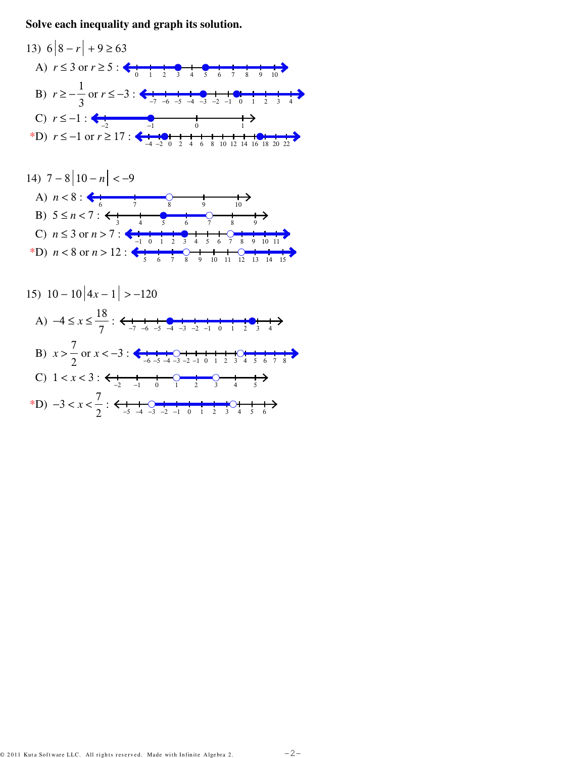**Solve each inequality and graph its solution.**

13) $6|8 - r| + 9 \geq 63$

A) $r \leq 3$ or $r \geq 5$ :

B) $r \geq -\frac{1}{3}$ or $r \leq -3$ :

C) $r \leq -1$ :

*D) $r \leq -1$ or $r \geq 17$ :

14) $7 - 8|10 - n| < -9$

A) $n < 8$ :

B) $5 \leq n < 7$ :

C) $n \leq 3$ or $n > 7$ :

*D) $n < 8$ or $n > 12$ :

15) $10 - 10|4x - 1| > -120$

A) $-4 \leq x \leq \frac{18}{7}$ :

B) $x > \frac{7}{2}$ or $x < -3$ :

C) $1 < x < 3$ :

*D) $-3 < x < \frac{7}{2}$ :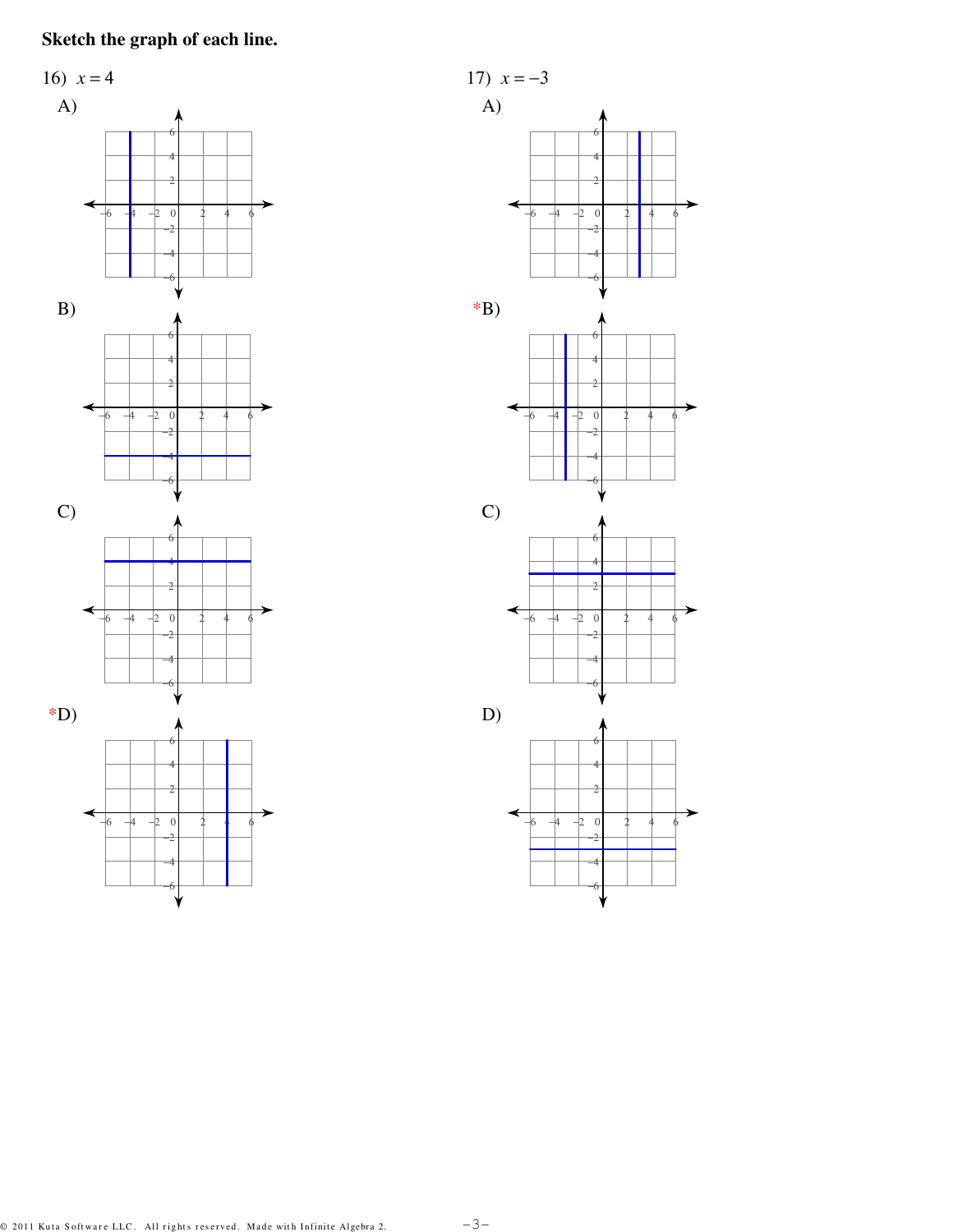**Sketch the graph of each line.**

16) $x = 4$

A)

B)

C)

*D)

17) $x = -3$

A)

*B)

C)

D)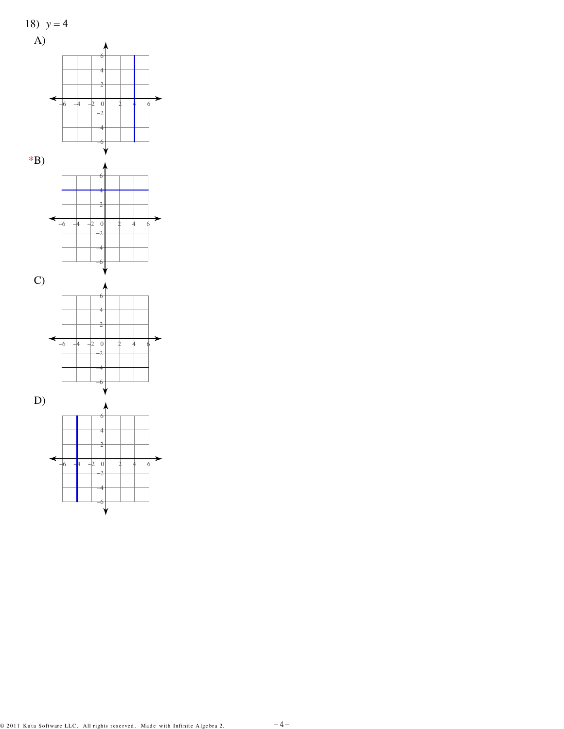18) $y = 4$

A)

*B)

C)

D)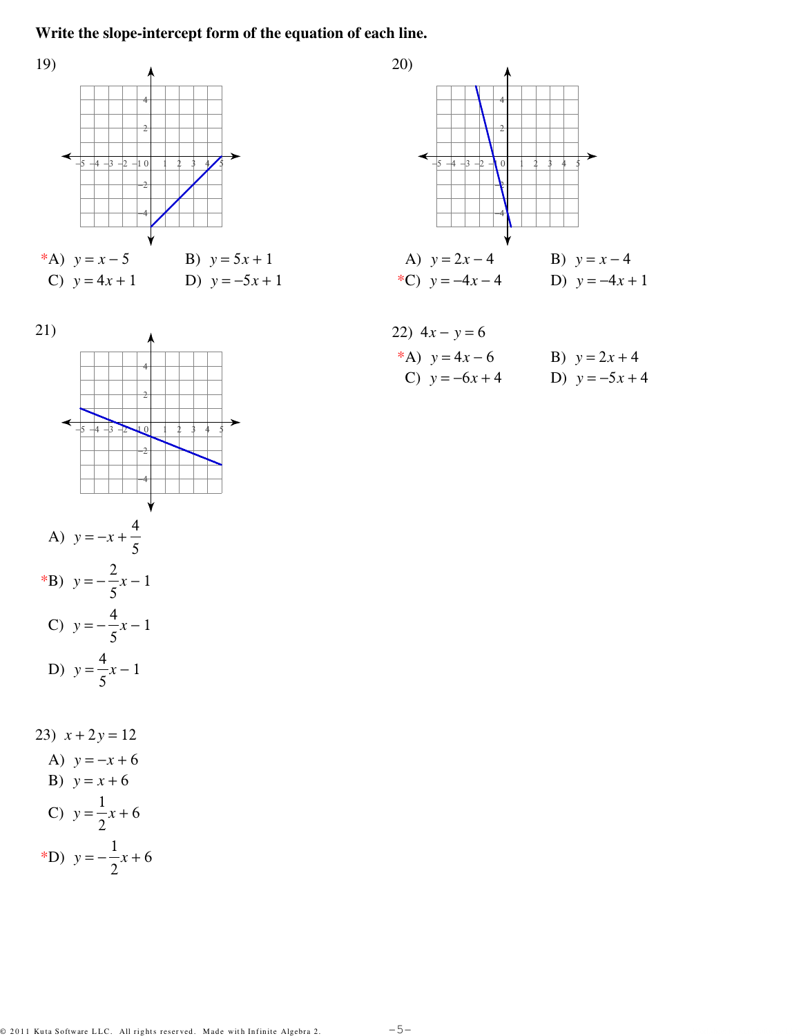**Write the slope-intercept form of the equation of each line.**

19)

*A) $y = x - 5$ B) $y = 5x + 1$

C) $y = 4x + 1$ D) $y = -5x + 1$

20)

A) $y = 2x - 4$ B) $y = x - 4$

*C) $y = -4x - 4$ D) $y = -4x + 1$

21)

A) $y = -x + \frac{4}{5}$

*B) $y = -\frac{2}{5}x - 1$

C) $y = -\frac{4}{5}x - 1$

D) $y = \frac{4}{5}x - 1$

22) $4x - y = 6$

*A) $y = 4x - 6$ B) $y = 2x + 4$

C) $y = -6x + 4$ D) $y = -5x + 4$

23) $x + 2y = 12$

A) $y = -x + 6$

B) $y = x + 6$

C) $y = \frac{1}{2}x + 6$

*D) $y = -\frac{1}{2}x + 6$

© 2011 Kuta Software LLC. All rights reserved. Made with Infinite Algebra 2.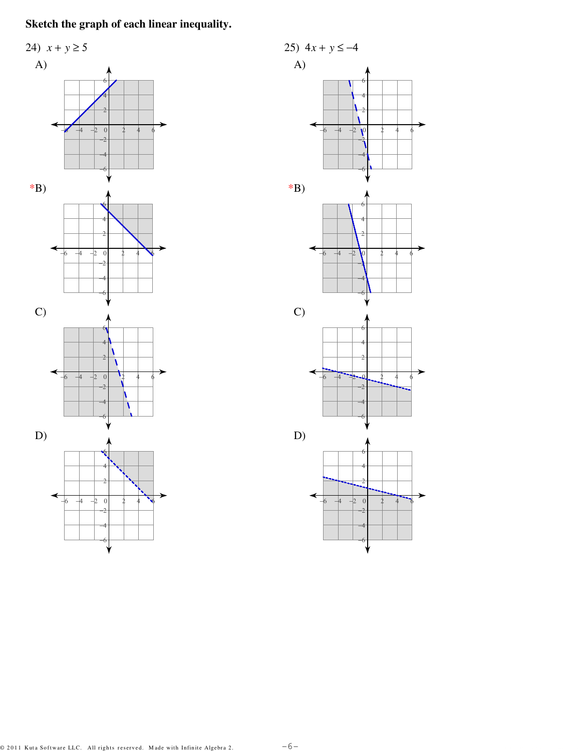**Sketch the graph of each linear inequality.**

24) $x + y \geq 5$

A)

*B)

C)

D)

25) $4x + y \leq -4$

A)

*B)

C)

D)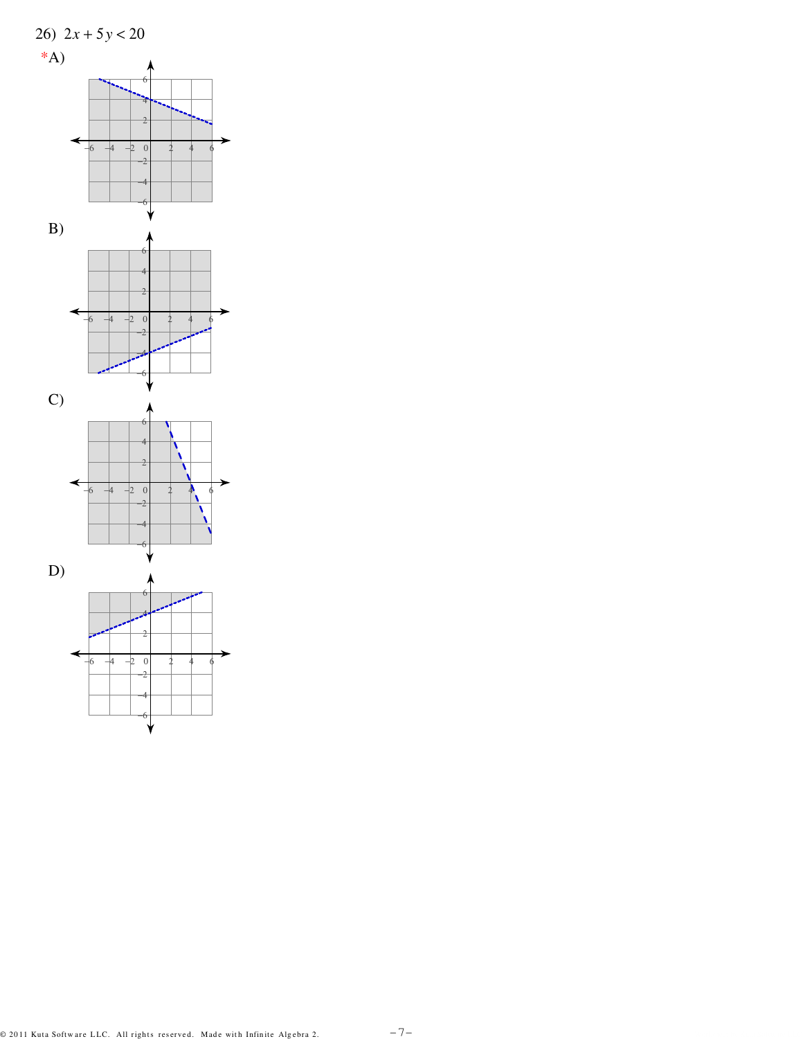26) $2x + 5y < 20$

*A)

6
4
2
−6 −4 −2 0 2 4 6
−2
−4
−6

B)

6
4
2
−6 −4 −2 0 2 4 6
−2
−4
−6

C)

6
4
2
−6 −4 −2 0 2 4 6
−2
−4
−6

D)

6
4
2
−6 −4 −2 0 2 4 6
−2
−4
−6

© 2011 Kuta Software LLC. All rights reserved. Made with Infinite Algebra 2.